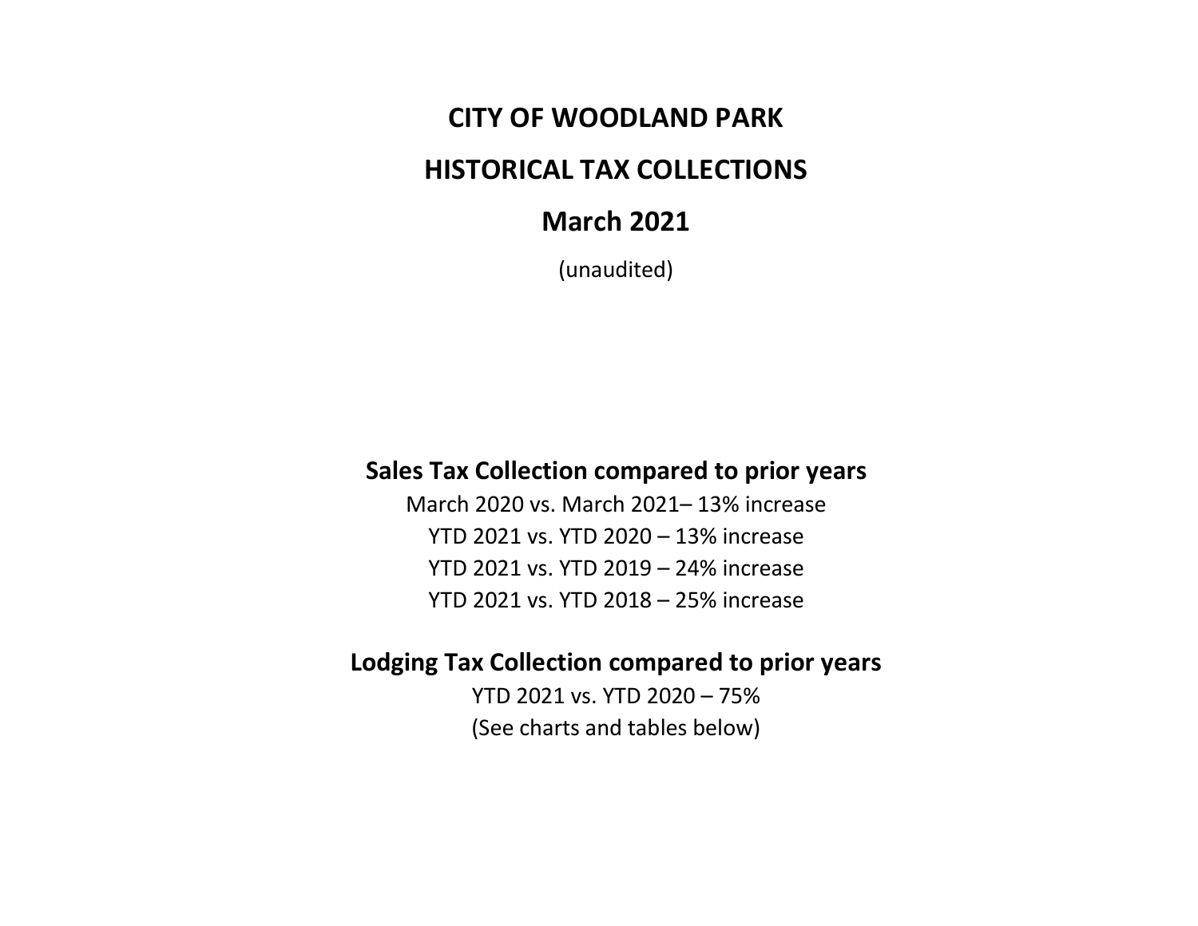# CITY OF WOODLAND PARK

# HISTORICAL TAX COLLECTIONS

# March 2021

(unaudited)

## Sales Tax Collection compared to prior years

March 2020 vs. March 2021– 13% increase

YTD 2021 vs. YTD 2020 – 13% increase

YTD 2021 vs. YTD 2019 – 24% increase

YTD 2021 vs. YTD 2018 – 25% increase

## Lodging Tax Collection compared to prior years

YTD 2021 vs. YTD 2020 – 75%

(See charts and tables below)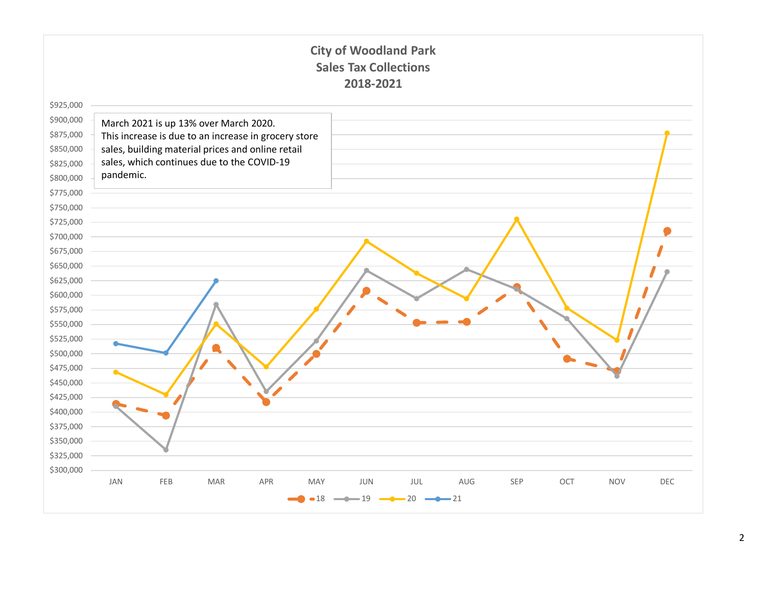# City of Woodland Park
## Sales Tax Collections
## 2018-2021

March 2021 is up 13% over March 2020.
This increase is due to an increase in grocery store sales, building material prices and online retail sales, which continues due to the COVID-19 pandemic.

Y-axis: $300,000 – $925,000 (in $25,000 increments)

X-axis: JAN, FEB, MAR, APR, MAY, JUN, JUL, AUG, SEP, OCT, NOV, DEC

Legend: 18, 19, 20, 21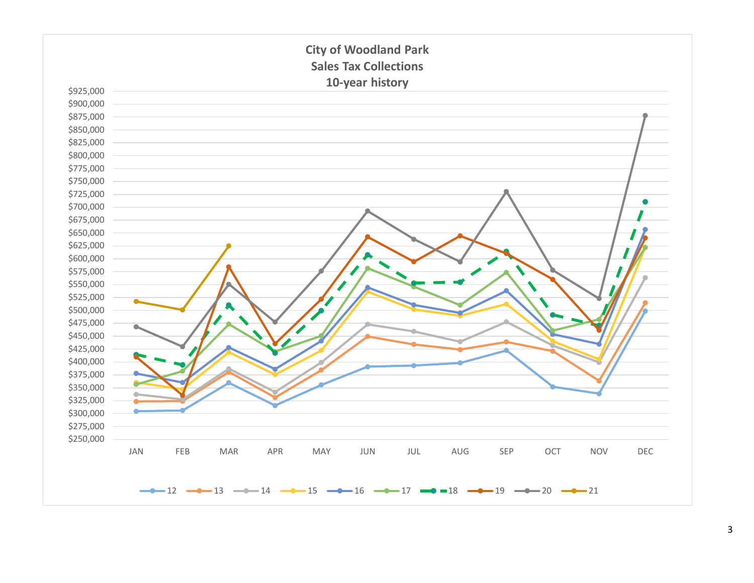# City of Woodland Park
## Sales Tax Collections
### 10-year history

$925,000
$900,000
$875,000
$850,000
$825,000
$800,000
$775,000
$750,000
$725,000
$700,000
$675,000
$650,000
$625,000
$600,000
$575,000
$550,000
$525,000
$500,000
$475,000
$450,000
$425,000
$400,000
$375,000
$350,000
$325,000
$300,000
$275,000
$250,000

JAN FEB MAR APR MAY JUN JUL AUG SEP OCT NOV DEC

12 13 14 15 16 17 18 19 20 21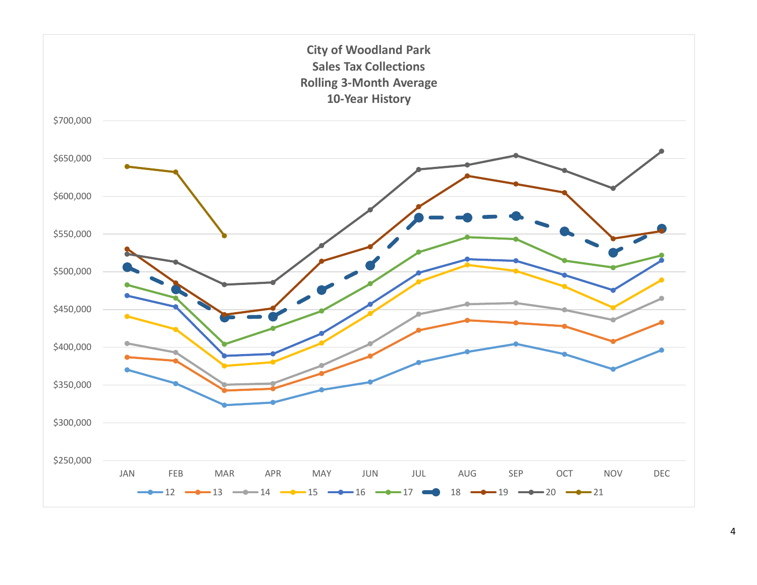**City of Woodland Park**
**Sales Tax Collections**
**Rolling 3-Month Average**
**10-Year History**

$700,000
$650,000
$600,000
$550,000
$500,000
$450,000
$400,000
$350,000
$300,000
$250,000

JAN FEB MAR APR MAY JUN JUL AUG SEP OCT NOV DEC

12 13 14 15 16 17 18 19 20 21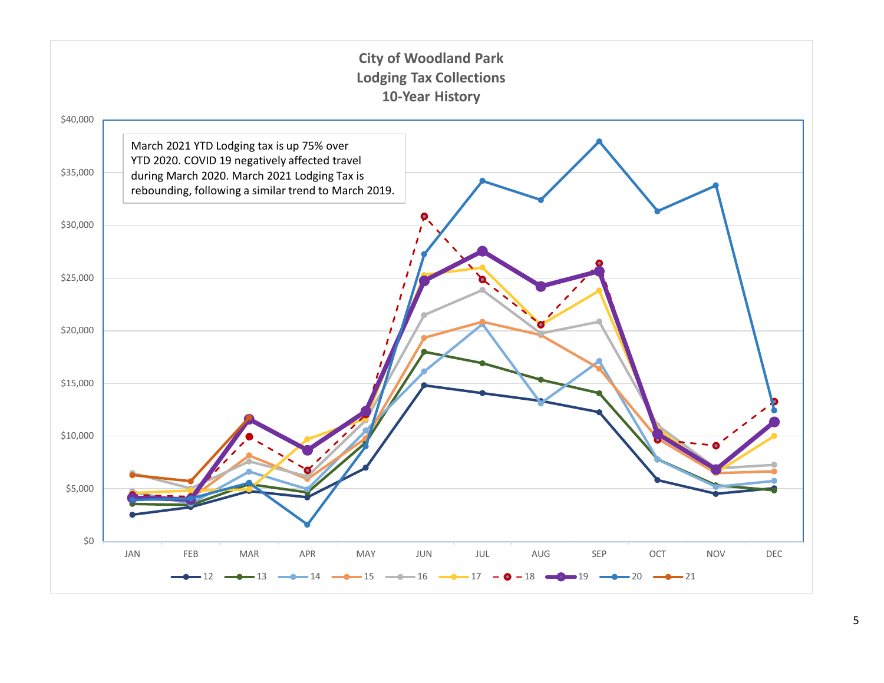# City of Woodland Park
## Lodging Tax Collections
### 10-Year History

March 2021 YTD Lodging tax is up 75% over YTD 2020. COVID 19 negatively affected travel during March 2020. March 2021 Lodging Tax is rebounding, following a similar trend to March 2019.

Y-axis: $0, $5,000, $10,000, $15,000, $20,000, $25,000, $30,000, $35,000, $40,000

X-axis: JAN, FEB, MAR, APR, MAY, JUN, JUL, AUG, SEP, OCT, NOV, DEC

Legend: 12, 13, 14, 15, 16, 17, 18, 19, 20, 21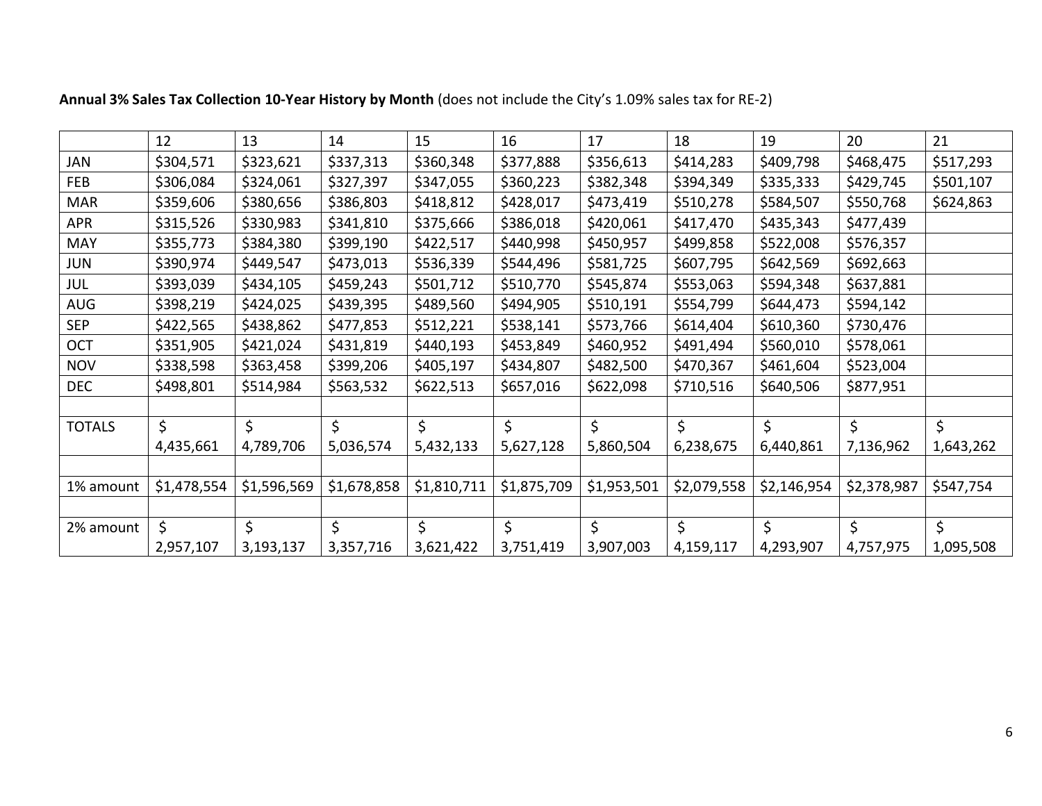**Annual 3% Sales Tax Collection 10-Year History by Month** (does not include the City's 1.09% sales tax for RE-2)

| | 12 | 13 | 14 | 15 | 16 | 17 | 18 | 19 | 20 | 21 |
|---|---|---|---|---|---|---|---|---|---|---|
| JAN | $304,571 | $323,621 | $337,313 | $360,348 | $377,888 | $356,613 | $414,283 | $409,798 | $468,475 | $517,293 |
| FEB | $306,084 | $324,061 | $327,397 | $347,055 | $360,223 | $382,348 | $394,349 | $335,333 | $429,745 | $501,107 |
| MAR | $359,606 | $380,656 | $386,803 | $418,812 | $428,017 | $473,419 | $510,278 | $584,507 | $550,768 | $624,863 |
| APR | $315,526 | $330,983 | $341,810 | $375,666 | $386,018 | $420,061 | $417,470 | $435,343 | $477,439 | |
| MAY | $355,773 | $384,380 | $399,190 | $422,517 | $440,998 | $450,957 | $499,858 | $522,008 | $576,357 | |
| JUN | $390,974 | $449,547 | $473,013 | $536,339 | $544,496 | $581,725 | $607,795 | $642,569 | $692,663 | |
| JUL | $393,039 | $434,105 | $459,243 | $501,712 | $510,770 | $545,874 | $553,063 | $594,348 | $637,881 | |
| AUG | $398,219 | $424,025 | $439,395 | $489,560 | $494,905 | $510,191 | $554,799 | $644,473 | $594,142 | |
| SEP | $422,565 | $438,862 | $477,853 | $512,221 | $538,141 | $573,766 | $614,404 | $610,360 | $730,476 | |
| OCT | $351,905 | $421,024 | $431,819 | $440,193 | $453,849 | $460,952 | $491,494 | $560,010 | $578,061 | |
| NOV | $338,598 | $363,458 | $399,206 | $405,197 | $434,807 | $482,500 | $470,367 | $461,604 | $523,004 | |
| DEC | $498,801 | $514,984 | $563,532 | $622,513 | $657,016 | $622,098 | $710,516 | $640,506 | $877,951 | |
| | | | | | | | | | | |
| TOTALS | $ 4,435,661 | $ 4,789,706 | $ 5,036,574 | $ 5,432,133 | $ 5,627,128 | $ 5,860,504 | $ 6,238,675 | $ 6,440,861 | $ 7,136,962 | $ 1,643,262 |
| | | | | | | | | | | |
| 1% amount | $1,478,554 | $1,596,569 | $1,678,858 | $1,810,711 | $1,875,709 | $1,953,501 | $2,079,558 | $2,146,954 | $2,378,987 | $547,754 |
| | | | | | | | | | | |
| 2% amount | $ 2,957,107 | $ 3,193,137 | $ 3,357,716 | $ 3,621,422 | $ 3,751,419 | $ 3,907,003 | $ 4,159,117 | $ 4,293,907 | $ 4,757,975 | $ 1,095,508 |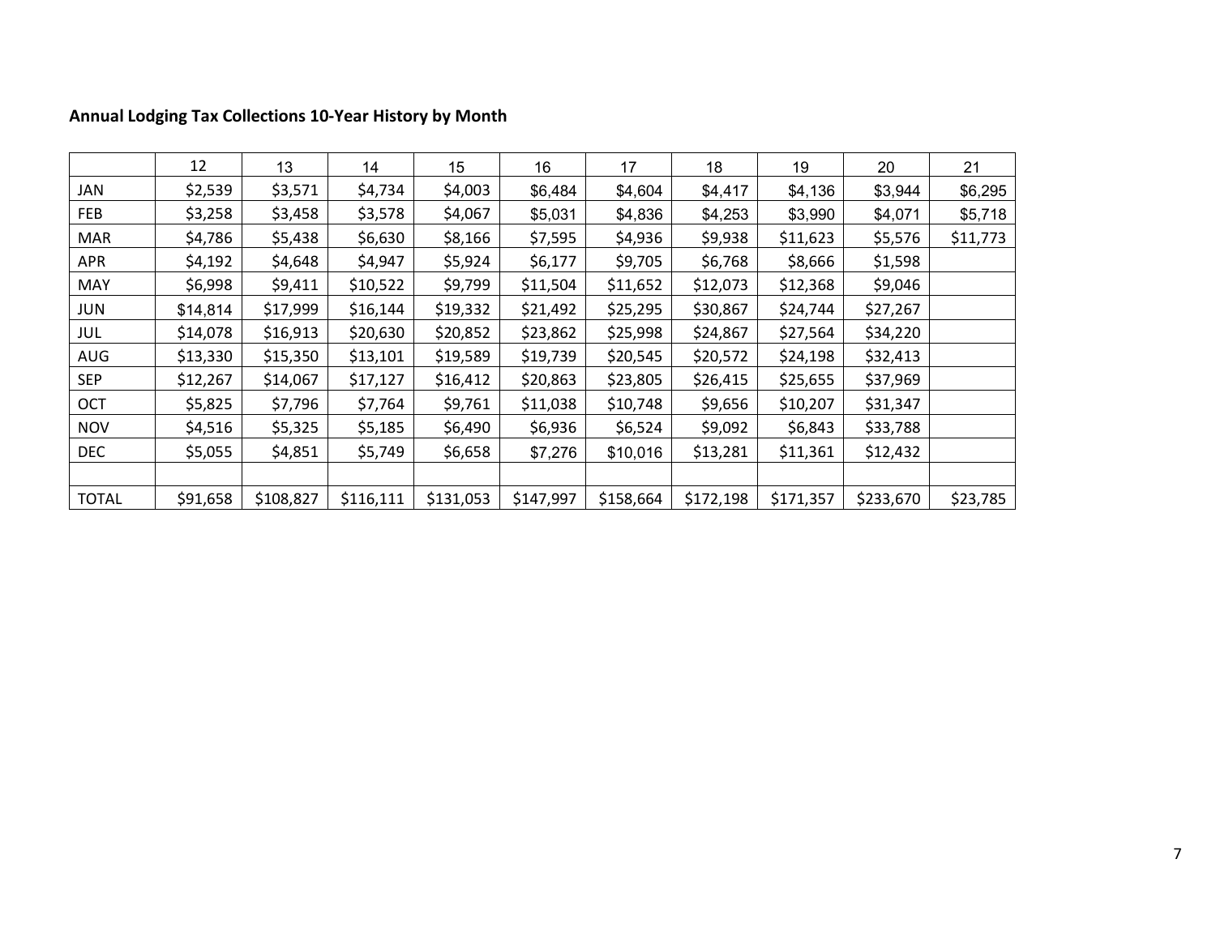**Annual Lodging Tax Collections 10-Year History by Month**

| | 12 | 13 | 14 | 15 | 16 | 17 | 18 | 19 | 20 | 21 |
|---|---|---|---|---|---|---|---|---|---|---|
| JAN | $2,539 | $3,571 | $4,734 | $4,003 | $6,484 | $4,604 | $4,417 | $4,136 | $3,944 | $6,295 |
| FEB | $3,258 | $3,458 | $3,578 | $4,067 | $5,031 | $4,836 | $4,253 | $3,990 | $4,071 | $5,718 |
| MAR | $4,786 | $5,438 | $6,630 | $8,166 | $7,595 | $4,936 | $9,938 | $11,623 | $5,576 | $11,773 |
| APR | $4,192 | $4,648 | $4,947 | $5,924 | $6,177 | $9,705 | $6,768 | $8,666 | $1,598 | |
| MAY | $6,998 | $9,411 | $10,522 | $9,799 | $11,504 | $11,652 | $12,073 | $12,368 | $9,046 | |
| JUN | $14,814 | $17,999 | $16,144 | $19,332 | $21,492 | $25,295 | $30,867 | $24,744 | $27,267 | |
| JUL | $14,078 | $16,913 | $20,630 | $20,852 | $23,862 | $25,998 | $24,867 | $27,564 | $34,220 | |
| AUG | $13,330 | $15,350 | $13,101 | $19,589 | $19,739 | $20,545 | $20,572 | $24,198 | $32,413 | |
| SEP | $12,267 | $14,067 | $17,127 | $16,412 | $20,863 | $23,805 | $26,415 | $25,655 | $37,969 | |
| OCT | $5,825 | $7,796 | $7,764 | $9,761 | $11,038 | $10,748 | $9,656 | $10,207 | $31,347 | |
| NOV | $4,516 | $5,325 | $5,185 | $6,490 | $6,936 | $6,524 | $9,092 | $6,843 | $33,788 | |
| DEC | $5,055 | $4,851 | $5,749 | $6,658 | $7,276 | $10,016 | $13,281 | $11,361 | $12,432 | |
| | | | | | | | | | | |
| TOTAL | $91,658 | $108,827 | $116,111 | $131,053 | $147,997 | $158,664 | $172,198 | $171,357 | $233,670 | $23,785 |